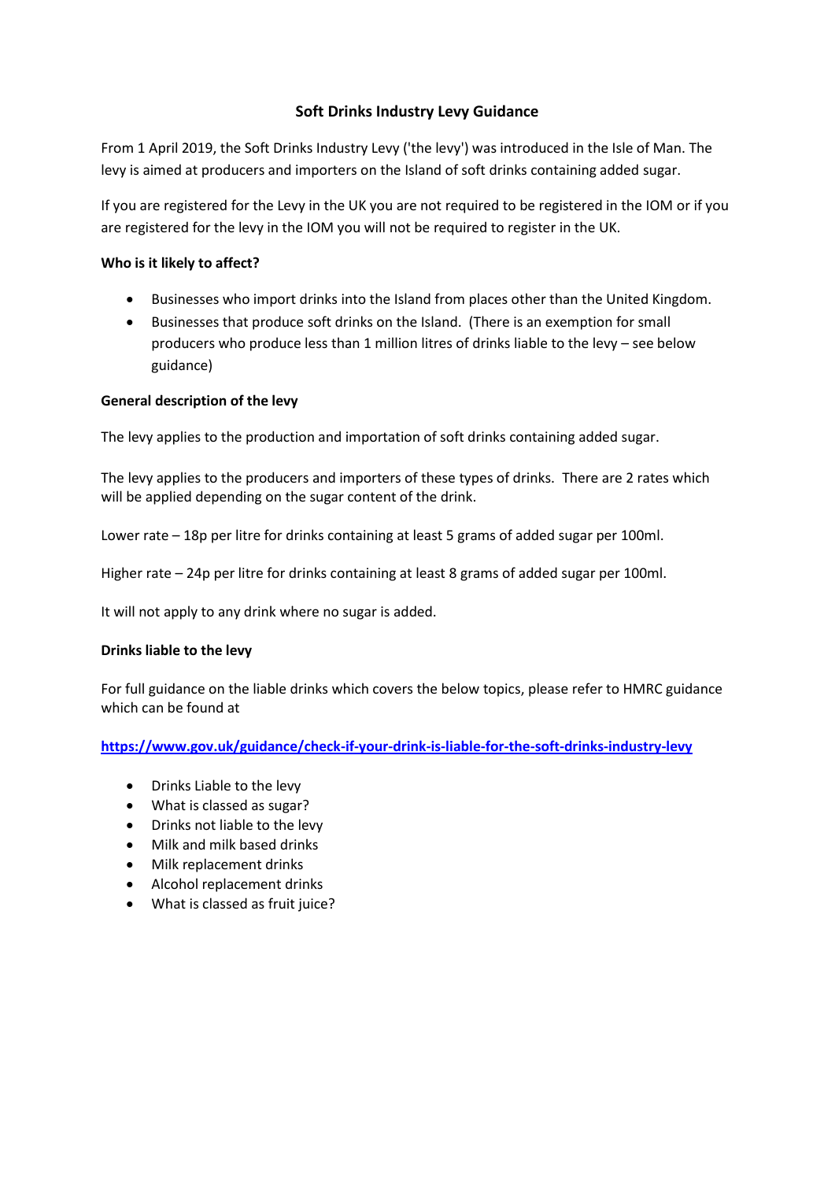# Soft Drinks Industry Levy Guidance

From 1 April 2019, the Soft Drinks Industry Levy ('the levy') was introduced in the Isle of Man. The levy is aimed at producers and importers on the Island of soft drinks containing added sugar.

If you are registered for the Levy in the UK you are not required to be registered in the IOM or if you are registered for the levy in the IOM you will not be required to register in the UK.

**Who is it likely to affect?**

- Businesses who import drinks into the Island from places other than the United Kingdom.
- Businesses that produce soft drinks on the Island. (There is an exemption for small producers who produce less than 1 million litres of drinks liable to the levy – see below guidance)

**General description of the levy**

The levy applies to the production and importation of soft drinks containing added sugar.

The levy applies to the producers and importers of these types of drinks. There are 2 rates which will be applied depending on the sugar content of the drink.

Lower rate – 18p per litre for drinks containing at least 5 grams of added sugar per 100ml.

Higher rate – 24p per litre for drinks containing at least 8 grams of added sugar per 100ml.

It will not apply to any drink where no sugar is added.

**Drinks liable to the levy**

For full guidance on the liable drinks which covers the below topics, please refer to HMRC guidance which can be found at

**https://www.gov.uk/guidance/check-if-your-drink-is-liable-for-the-soft-drinks-industry-levy**

- Drinks Liable to the levy
- What is classed as sugar?
- Drinks not liable to the levy
- Milk and milk based drinks
- Milk replacement drinks
- Alcohol replacement drinks
- What is classed as fruit juice?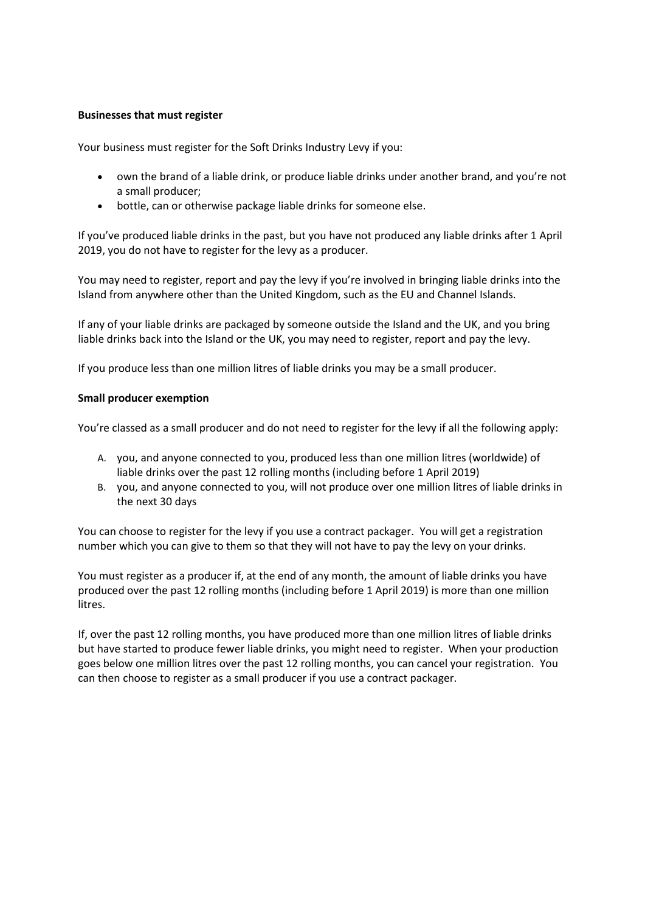**Businesses that must register**

Your business must register for the Soft Drinks Industry Levy if you:

- own the brand of a liable drink, or produce liable drinks under another brand, and you're not a small producer;
- bottle, can or otherwise package liable drinks for someone else.

If you've produced liable drinks in the past, but you have not produced any liable drinks after 1 April 2019, you do not have to register for the levy as a producer.

You may need to register, report and pay the levy if you're involved in bringing liable drinks into the Island from anywhere other than the United Kingdom, such as the EU and Channel Islands.

If any of your liable drinks are packaged by someone outside the Island and the UK, and you bring liable drinks back into the Island or the UK, you may need to register, report and pay the levy.

If you produce less than one million litres of liable drinks you may be a small producer.

**Small producer exemption**

You're classed as a small producer and do not need to register for the levy if all the following apply:

A. you, and anyone connected to you, produced less than one million litres (worldwide) of liable drinks over the past 12 rolling months (including before 1 April 2019)
B. you, and anyone connected to you, will not produce over one million litres of liable drinks in the next 30 days

You can choose to register for the levy if you use a contract packager. You will get a registration number which you can give to them so that they will not have to pay the levy on your drinks.

You must register as a producer if, at the end of any month, the amount of liable drinks you have produced over the past 12 rolling months (including before 1 April 2019) is more than one million litres.

If, over the past 12 rolling months, you have produced more than one million litres of liable drinks but have started to produce fewer liable drinks, you might need to register. When your production goes below one million litres over the past 12 rolling months, you can cancel your registration. You can then choose to register as a small producer if you use a contract packager.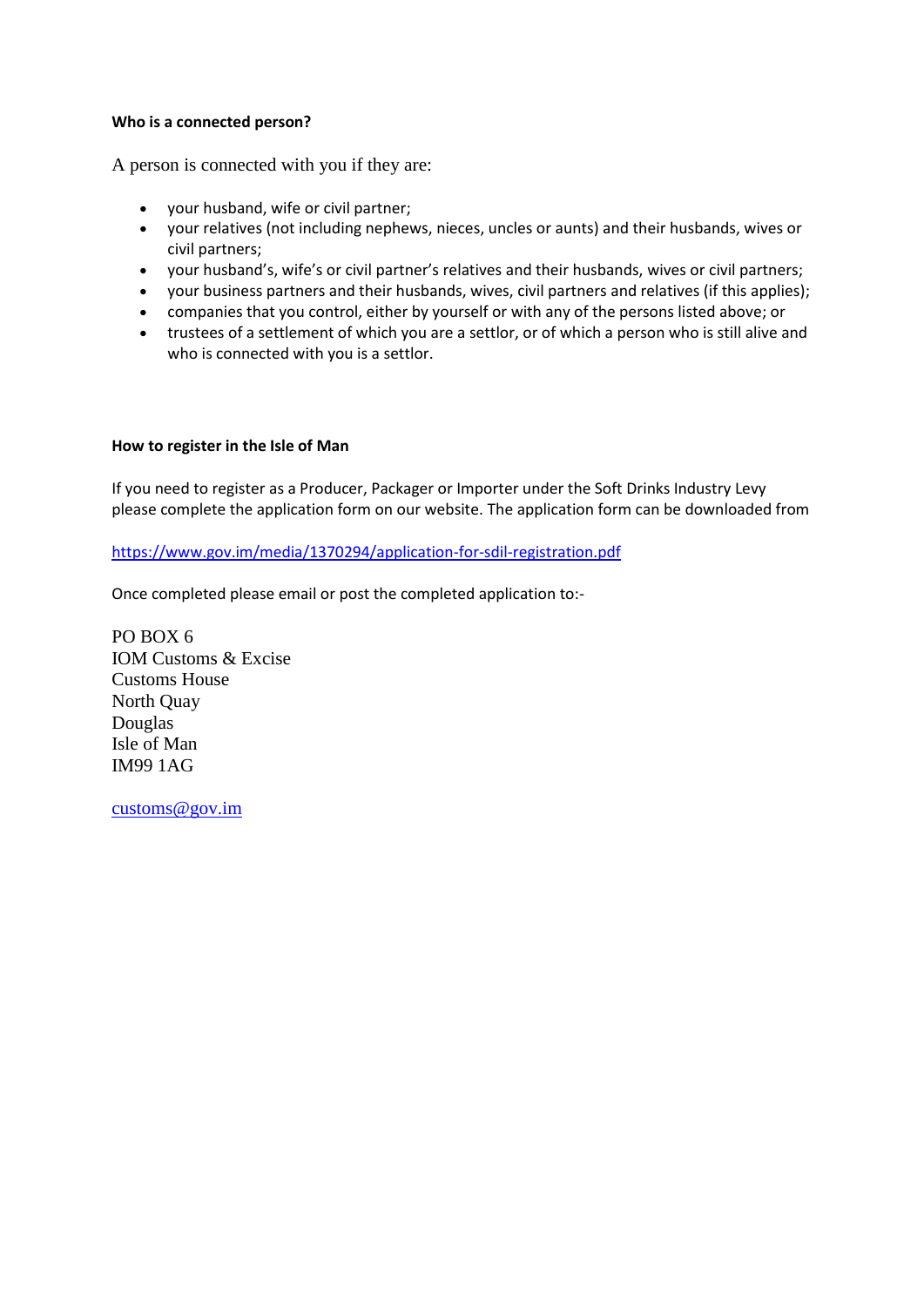**Who is a connected person?**

A person is connected with you if they are:

- your husband, wife or civil partner;
- your relatives (not including nephews, nieces, uncles or aunts) and their husbands, wives or civil partners;
- your husband's, wife's or civil partner's relatives and their husbands, wives or civil partners;
- your business partners and their husbands, wives, civil partners and relatives (if this applies);
- companies that you control, either by yourself or with any of the persons listed above; or
- trustees of a settlement of which you are a settlor, or of which a person who is still alive and who is connected with you is a settlor.

**How to register in the Isle of Man**

If you need to register as a Producer, Packager or Importer under the Soft Drinks Industry Levy please complete the application form on our website. The application form can be downloaded from

[https://www.gov.im/media/1370294/application-for-sdil-registration.pdf](https://www.gov.im/media/1370294/application-for-sdil-registration.pdf)

Once completed please email or post the completed application to:-

PO BOX 6
IOM Customs & Excise
Customs House
North Quay
Douglas
Isle of Man
IM99 1AG

[customs@gov.im](mailto:customs@gov.im)